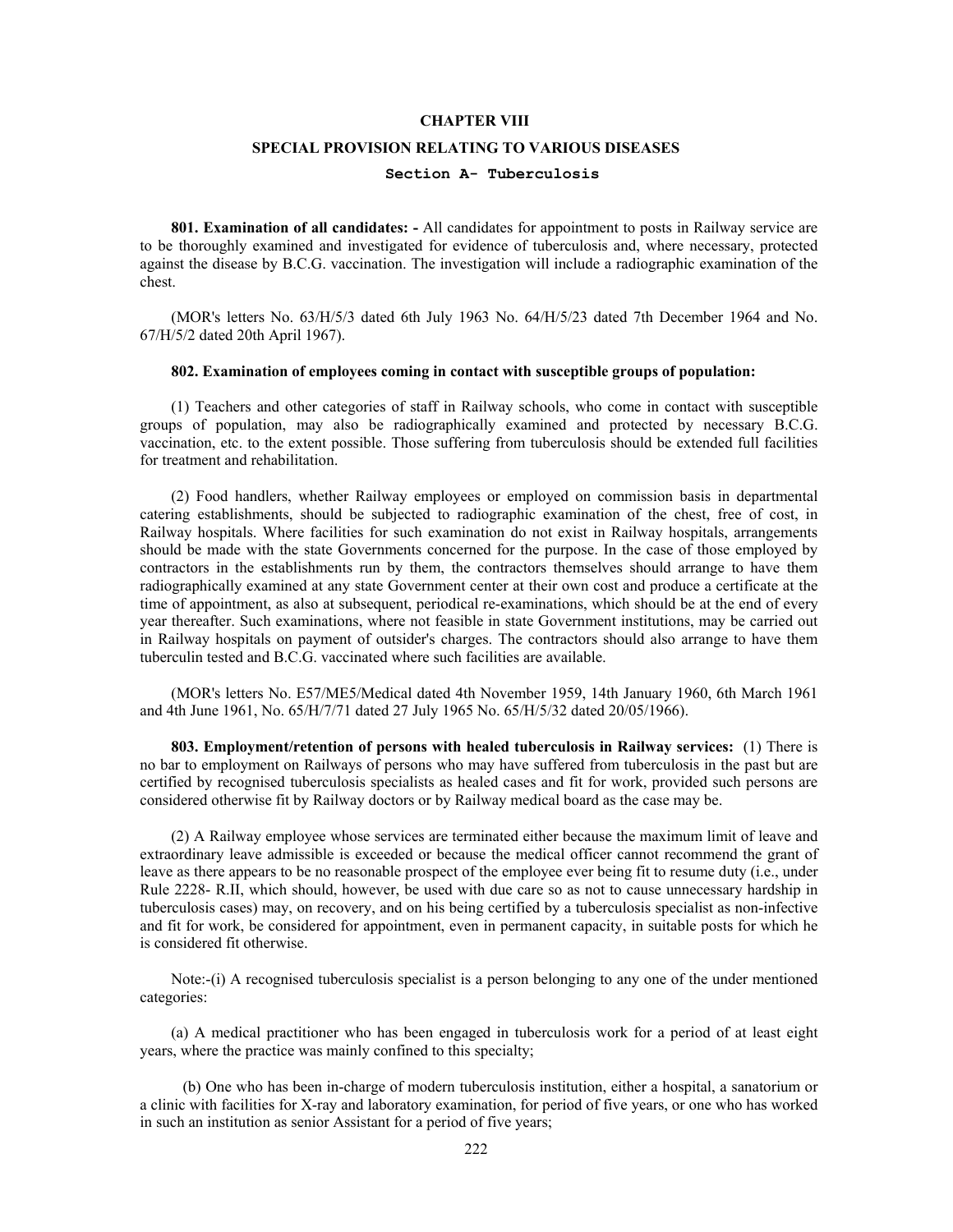# CHAPTER VIII

## SPECIAL PROVISION RELATING TO VARIOUS DISEASES

### Section A- Tuberculosis

**801. Examination of all candidates: -** All candidates for appointment to posts in Railway service are to be thoroughly examined and investigated for evidence of tuberculosis and, where necessary, protected against the disease by B.C.G. vaccination. The investigation will include a radiographic examination of the chest.

(MOR's letters No. 63/H/5/3 dated 6th July 1963 No. 64/H/5/23 dated 7th December 1964 and No. 67/H/5/2 dated 20th April 1967).

**802. Examination of employees coming in contact with susceptible groups of population:**

(1) Teachers and other categories of staff in Railway schools, who come in contact with susceptible groups of population, may also be radiographically examined and protected by necessary B.C.G. vaccination, etc. to the extent possible. Those suffering from tuberculosis should be extended full facilities for treatment and rehabilitation.

(2) Food handlers, whether Railway employees or employed on commission basis in departmental catering establishments, should be subjected to radiographic examination of the chest, free of cost, in Railway hospitals. Where facilities for such examination do not exist in Railway hospitals, arrangements should be made with the state Governments concerned for the purpose. In the case of those employed by contractors in the establishments run by them, the contractors themselves should arrange to have them radiographically examined at any state Government center at their own cost and produce a certificate at the time of appointment, as also at subsequent, periodical re-examinations, which should be at the end of every year thereafter. Such examinations, where not feasible in state Government institutions, may be carried out in Railway hospitals on payment of outsider's charges. The contractors should also arrange to have them tuberculin tested and B.C.G. vaccinated where such facilities are available.

(MOR's letters No. E57/ME5/Medical dated 4th November 1959, 14th January 1960, 6th March 1961 and 4th June 1961, No. 65/H/7/71 dated 27 July 1965 No. 65/H/5/32 dated 20/05/1966).

**803. Employment/retention of persons with healed tuberculosis in Railway services:** (1) There is no bar to employment on Railways of persons who may have suffered from tuberculosis in the past but are certified by recognised tuberculosis specialists as healed cases and fit for work, provided such persons are considered otherwise fit by Railway doctors or by Railway medical board as the case may be.

(2) A Railway employee whose services are terminated either because the maximum limit of leave and extraordinary leave admissible is exceeded or because the medical officer cannot recommend the grant of leave as there appears to be no reasonable prospect of the employee ever being fit to resume duty (i.e., under Rule 2228- R.II, which should, however, be used with due care so as not to cause unnecessary hardship in tuberculosis cases) may, on recovery, and on his being certified by a tuberculosis specialist as non-infective and fit for work, be considered for appointment, even in permanent capacity, in suitable posts for which he is considered fit otherwise.

Note:-(i) A recognised tuberculosis specialist is a person belonging to any one of the under mentioned categories:

(a) A medical practitioner who has been engaged in tuberculosis work for a period of at least eight years, where the practice was mainly confined to this specialty;

(b) One who has been in-charge of modern tuberculosis institution, either a hospital, a sanatorium or a clinic with facilities for X-ray and laboratory examination, for period of five years, or one who has worked in such an institution as senior Assistant for a period of five years;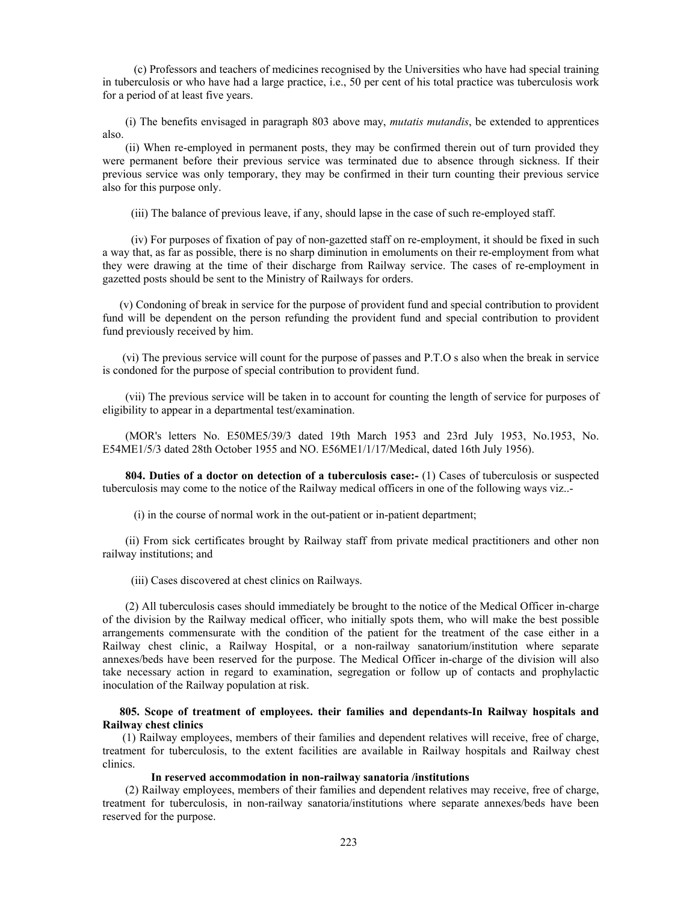(c) Professors and teachers of medicines recognised by the Universities who have had special training in tuberculosis or who have had a large practice, i.e., 50 per cent of his total practice was tuberculosis work for a period of at least five years.

(i) The benefits envisaged in paragraph 803 above may, *mutatis mutandis*, be extended to apprentices also.

(ii) When re-employed in permanent posts, they may be confirmed therein out of turn provided they were permanent before their previous service was terminated due to absence through sickness. If their previous service was only temporary, they may be confirmed in their turn counting their previous service also for this purpose only.

(iii) The balance of previous leave, if any, should lapse in the case of such re-employed staff.

(iv) For purposes of fixation of pay of non-gazetted staff on re-employment, it should be fixed in such a way that, as far as possible, there is no sharp diminution in emoluments on their re-employment from what they were drawing at the time of their discharge from Railway service. The cases of re-employment in gazetted posts should be sent to the Ministry of Railways for orders.

(v) Condoning of break in service for the purpose of provident fund and special contribution to provident fund will be dependent on the person refunding the provident fund and special contribution to provident fund previously received by him.

(vi) The previous service will count for the purpose of passes and P.T.O s also when the break in service is condoned for the purpose of special contribution to provident fund.

(vii) The previous service will be taken in to account for counting the length of service for purposes of eligibility to appear in a departmental test/examination.

(MOR's letters No. E50ME5/39/3 dated 19th March 1953 and 23rd July 1953, No.1953, No. E54ME1/5/3 dated 28th October 1955 and NO. E56ME1/1/17/Medical, dated 16th July 1956).

**804. Duties of a doctor on detection of a tuberculosis case:-** (1) Cases of tuberculosis or suspected tuberculosis may come to the notice of the Railway medical officers in one of the following ways viz..-

(i) in the course of normal work in the out-patient or in-patient department;

(ii) From sick certificates brought by Railway staff from private medical practitioners and other non railway institutions; and

(iii) Cases discovered at chest clinics on Railways.

(2) All tuberculosis cases should immediately be brought to the notice of the Medical Officer in-charge of the division by the Railway medical officer, who initially spots them, who will make the best possible arrangements commensurate with the condition of the patient for the treatment of the case either in a Railway chest clinic, a Railway Hospital, or a non-railway sanatorium/institution where separate annexes/beds have been reserved for the purpose. The Medical Officer in-charge of the division will also take necessary action in regard to examination, segregation or follow up of contacts and prophylactic inoculation of the Railway population at risk.

**805. Scope of treatment of employees. their families and dependants-In Railway hospitals and Railway chest clinics**

(1) Railway employees, members of their families and dependent relatives will receive, free of charge, treatment for tuberculosis, to the extent facilities are available in Railway hospitals and Railway chest clinics.

**In reserved accommodation in non-railway sanatoria /institutions**

(2) Railway employees, members of their families and dependent relatives may receive, free of charge, treatment for tuberculosis, in non-railway sanatoria/institutions where separate annexes/beds have been reserved for the purpose.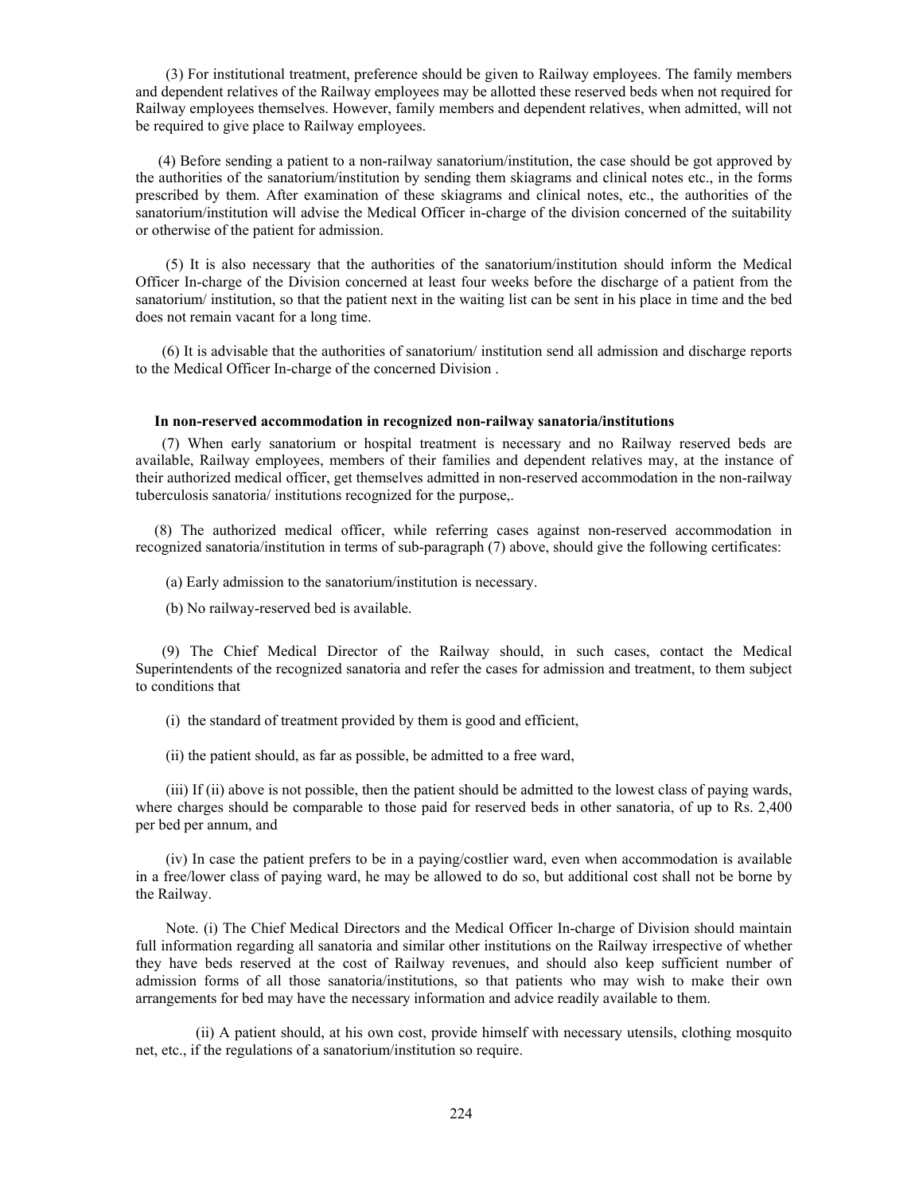(3) For institutional treatment, preference should be given to Railway employees. The family members and dependent relatives of the Railway employees may be allotted these reserved beds when not required for Railway employees themselves. However, family members and dependent relatives, when admitted, will not be required to give place to Railway employees.

(4) Before sending a patient to a non-railway sanatorium/institution, the case should be got approved by the authorities of the sanatorium/institution by sending them skiagrams and clinical notes etc., in the forms prescribed by them. After examination of these skiagrams and clinical notes, etc., the authorities of the sanatorium/institution will advise the Medical Officer in-charge of the division concerned of the suitability or otherwise of the patient for admission.

(5) It is also necessary that the authorities of the sanatorium/institution should inform the Medical Officer In-charge of the Division concerned at least four weeks before the discharge of a patient from the sanatorium/ institution, so that the patient next in the waiting list can be sent in his place in time and the bed does not remain vacant for a long time.

(6) It is advisable that the authorities of sanatorium/ institution send all admission and discharge reports to the Medical Officer In-charge of the concerned Division .

**In non-reserved accommodation in recognized non-railway sanatoria/institutions**

(7) When early sanatorium or hospital treatment is necessary and no Railway reserved beds are available, Railway employees, members of their families and dependent relatives may, at the instance of their authorized medical officer, get themselves admitted in non-reserved accommodation in the non-railway tuberculosis sanatoria/ institutions recognized for the purpose,.

(8) The authorized medical officer, while referring cases against non-reserved accommodation in recognized sanatoria/institution in terms of sub-paragraph (7) above, should give the following certificates:

(a) Early admission to the sanatorium/institution is necessary.

(b) No railway-reserved bed is available.

(9) The Chief Medical Director of the Railway should, in such cases, contact the Medical Superintendents of the recognized sanatoria and refer the cases for admission and treatment, to them subject to conditions that

(i) the standard of treatment provided by them is good and efficient,

(ii) the patient should, as far as possible, be admitted to a free ward,

(iii) If (ii) above is not possible, then the patient should be admitted to the lowest class of paying wards, where charges should be comparable to those paid for reserved beds in other sanatoria, of up to Rs. 2,400 per bed per annum, and

(iv) In case the patient prefers to be in a paying/costlier ward, even when accommodation is available in a free/lower class of paying ward, he may be allowed to do so, but additional cost shall not be borne by the Railway.

Note. (i) The Chief Medical Directors and the Medical Officer In-charge of Division should maintain full information regarding all sanatoria and similar other institutions on the Railway irrespective of whether they have beds reserved at the cost of Railway revenues, and should also keep sufficient number of admission forms of all those sanatoria/institutions, so that patients who may wish to make their own arrangements for bed may have the necessary information and advice readily available to them.

(ii) A patient should, at his own cost, provide himself with necessary utensils, clothing mosquito net, etc., if the regulations of a sanatorium/institution so require.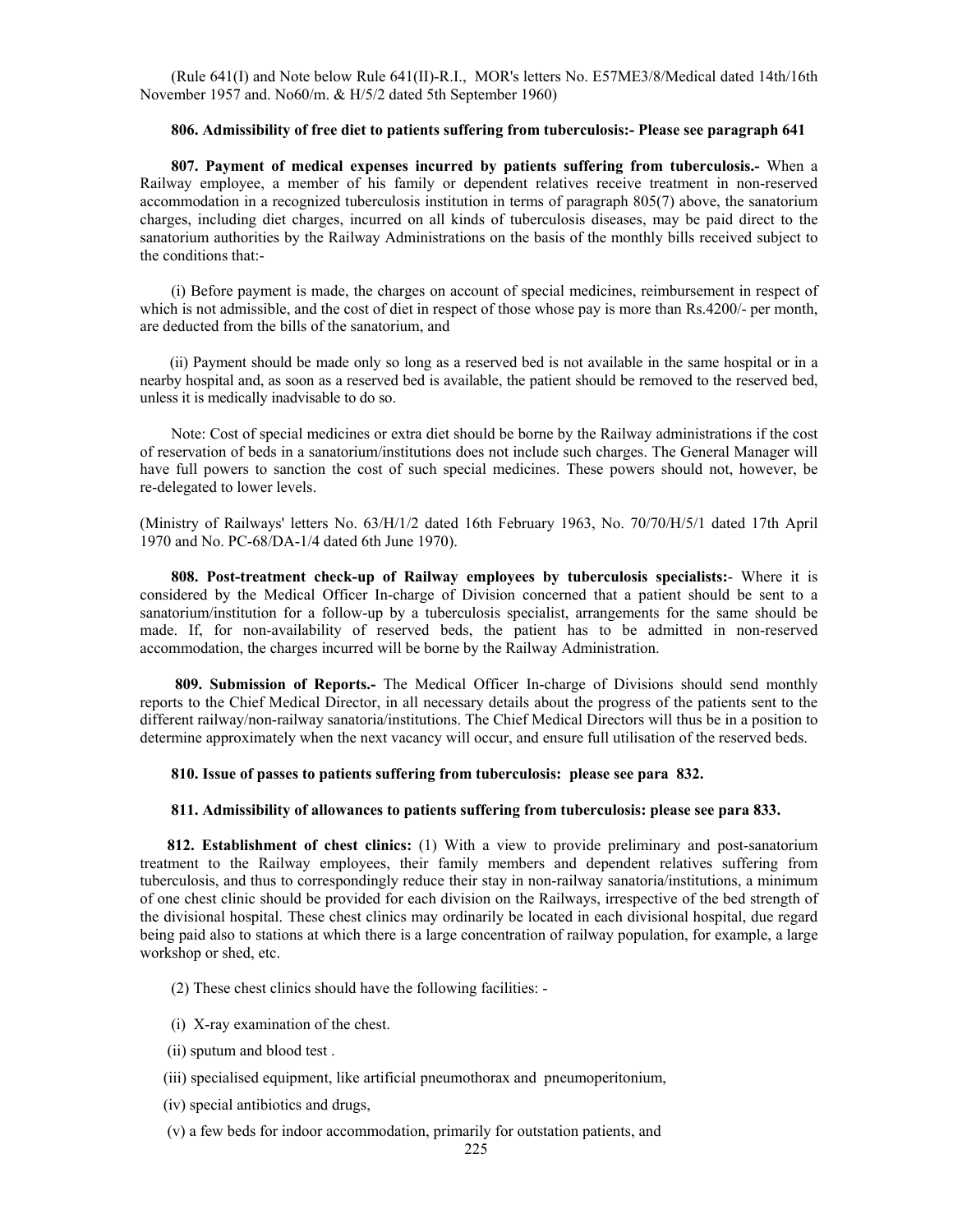(Rule 641(I) and Note below Rule 641(II)-R.I., MOR's letters No. E57ME3/8/Medical dated 14th/16th November 1957 and. No60/m. & H/5/2 dated 5th September 1960)

**806. Admissibility of free diet to patients suffering from tuberculosis:- Please see paragraph 641**

**807. Payment of medical expenses incurred by patients suffering from tuberculosis.-** When a Railway employee, a member of his family or dependent relatives receive treatment in non-reserved accommodation in a recognized tuberculosis institution in terms of paragraph 805(7) above, the sanatorium charges, including diet charges, incurred on all kinds of tuberculosis diseases, may be paid direct to the sanatorium authorities by the Railway Administrations on the basis of the monthly bills received subject to the conditions that:-

(i) Before payment is made, the charges on account of special medicines, reimbursement in respect of which is not admissible, and the cost of diet in respect of those whose pay is more than Rs.4200/- per month, are deducted from the bills of the sanatorium, and

(ii) Payment should be made only so long as a reserved bed is not available in the same hospital or in a nearby hospital and, as soon as a reserved bed is available, the patient should be removed to the reserved bed, unless it is medically inadvisable to do so.

Note: Cost of special medicines or extra diet should be borne by the Railway administrations if the cost of reservation of beds in a sanatorium/institutions does not include such charges. The General Manager will have full powers to sanction the cost of such special medicines. These powers should not, however, be re-delegated to lower levels.

(Ministry of Railways' letters No. 63/H/1/2 dated 16th February 1963, No. 70/70/H/5/1 dated 17th April 1970 and No. PC-68/DA-1/4 dated 6th June 1970).

**808. Post-treatment check-up of Railway employees by tuberculosis specialists:-** Where it is considered by the Medical Officer In-charge of Division concerned that a patient should be sent to a sanatorium/institution for a follow-up by a tuberculosis specialist, arrangements for the same should be made. If, for non-availability of reserved beds, the patient has to be admitted in non-reserved accommodation, the charges incurred will be borne by the Railway Administration.

**809. Submission of Reports.-** The Medical Officer In-charge of Divisions should send monthly reports to the Chief Medical Director, in all necessary details about the progress of the patients sent to the different railway/non-railway sanatoria/institutions. The Chief Medical Directors will thus be in a position to determine approximately when the next vacancy will occur, and ensure full utilisation of the reserved beds.

**810. Issue of passes to patients suffering from tuberculosis: please see para 832.**

**811. Admissibility of allowances to patients suffering from tuberculosis: please see para 833.**

**812. Establishment of chest clinics:** (1) With a view to provide preliminary and post-sanatorium treatment to the Railway employees, their family members and dependent relatives suffering from tuberculosis, and thus to correspondingly reduce their stay in non-railway sanatoria/institutions, a minimum of one chest clinic should be provided for each division on the Railways, irrespective of the bed strength of the divisional hospital. These chest clinics may ordinarily be located in each divisional hospital, due regard being paid also to stations at which there is a large concentration of railway population, for example, a large workshop or shed, etc.

(2) These chest clinics should have the following facilities: -

(i) X-ray examination of the chest.

(ii) sputum and blood test .

(iii) specialised equipment, like artificial pneumothorax and pneumoperitonium,

(iv) special antibiotics and drugs,

(v) a few beds for indoor accommodation, primarily for outstation patients, and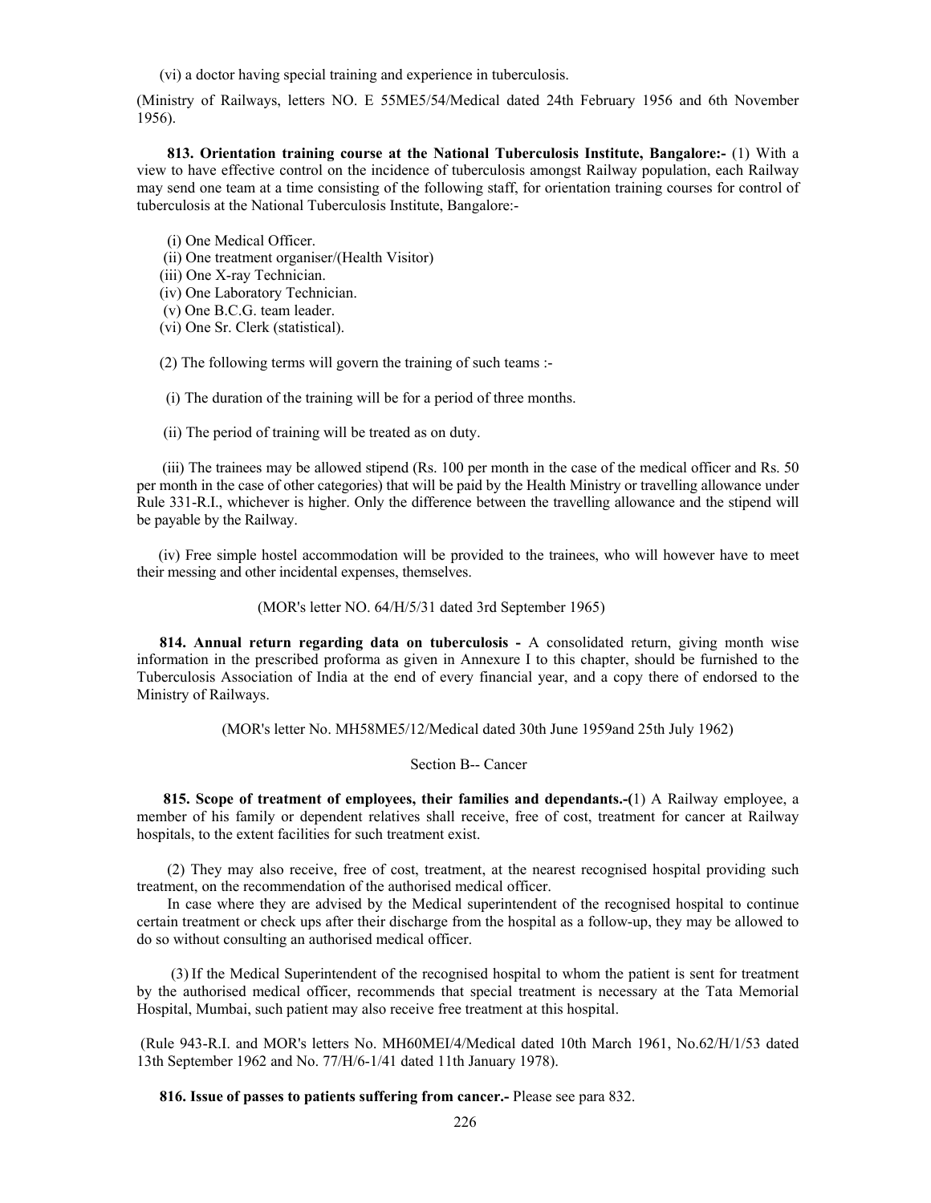(vi) a doctor having special training and experience in tuberculosis.

(Ministry of Railways, letters NO. E 55ME5/54/Medical dated 24th February 1956 and 6th November 1956).

**813. Orientation training course at the National Tuberculosis Institute, Bangalore:-** (1) With a view to have effective control on the incidence of tuberculosis amongst Railway population, each Railway may send one team at a time consisting of the following staff, for orientation training courses for control of tuberculosis at the National Tuberculosis Institute, Bangalore:-

(i) One Medical Officer.
(ii) One treatment organiser/(Health Visitor)
(iii) One X-ray Technician.
(iv) One Laboratory Technician.
(v) One B.C.G. team leader.
(vi) One Sr. Clerk (statistical).

(2) The following terms will govern the training of such teams :-

(i) The duration of the training will be for a period of three months.

(ii) The period of training will be treated as on duty.

(iii) The trainees may be allowed stipend (Rs. 100 per month in the case of the medical officer and Rs. 50 per month in the case of other categories) that will be paid by the Health Ministry or travelling allowance under Rule 331-R.I., whichever is higher. Only the difference between the travelling allowance and the stipend will be payable by the Railway.

(iv) Free simple hostel accommodation will be provided to the trainees, who will however have to meet their messing and other incidental expenses, themselves.

(MOR's letter NO. 64/H/5/31 dated 3rd September 1965)

**814. Annual return regarding data on tuberculosis -** A consolidated return, giving month wise information in the prescribed proforma as given in Annexure I to this chapter, should be furnished to the Tuberculosis Association of India at the end of every financial year, and a copy there of endorsed to the Ministry of Railways.

(MOR's letter No. MH58ME5/12/Medical dated 30th June 1959and 25th July 1962)

Section B-- Cancer

**815. Scope of treatment of employees, their families and dependants.-(**1) A Railway employee, a member of his family or dependent relatives shall receive, free of cost, treatment for cancer at Railway hospitals, to the extent facilities for such treatment exist.

(2) They may also receive, free of cost, treatment, at the nearest recognised hospital providing such treatment, on the recommendation of the authorised medical officer.

In case where they are advised by the Medical superintendent of the recognised hospital to continue certain treatment or check ups after their discharge from the hospital as a follow-up, they may be allowed to do so without consulting an authorised medical officer.

(3) If the Medical Superintendent of the recognised hospital to whom the patient is sent for treatment by the authorised medical officer, recommends that special treatment is necessary at the Tata Memorial Hospital, Mumbai, such patient may also receive free treatment at this hospital.

(Rule 943-R.I. and MOR's letters No. MH60MEI/4/Medical dated 10th March 1961, No.62/H/1/53 dated 13th September 1962 and No. 77/H/6-1/41 dated 11th January 1978).

**816. Issue of passes to patients suffering from cancer.-** Please see para 832.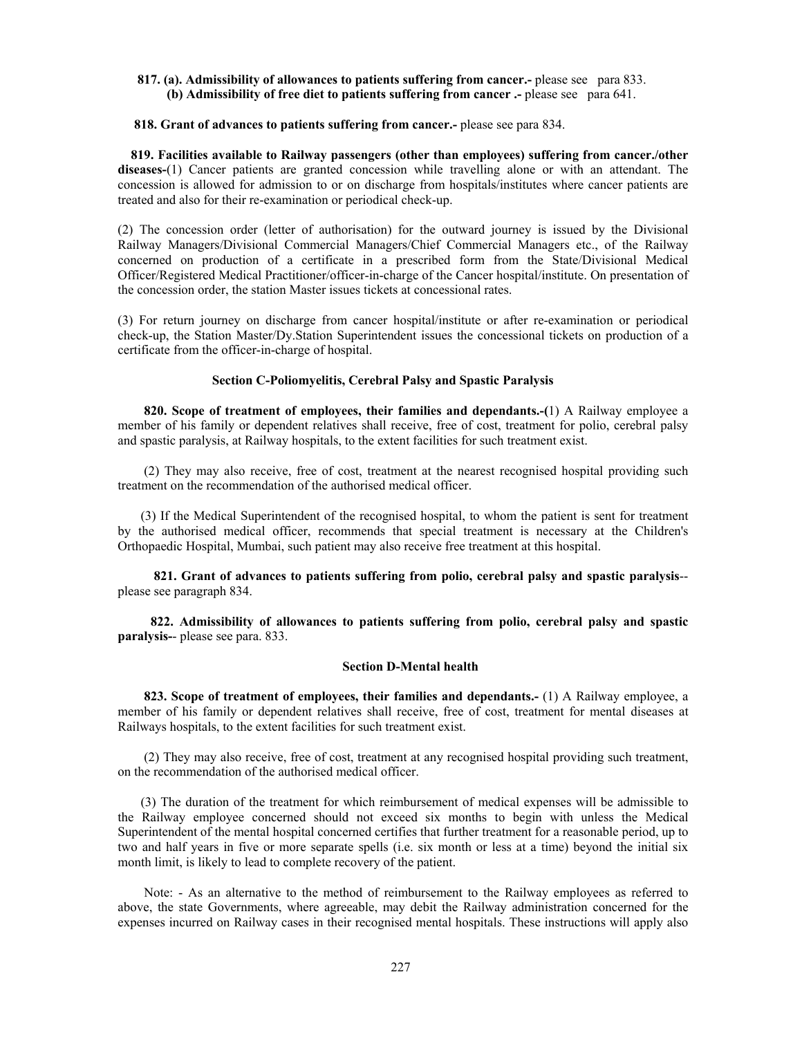**817. (a). Admissibility of allowances to patients suffering from cancer.-** please see para 833.
**(b) Admissibility of free diet to patients suffering from cancer .-** please see para 641.

**818. Grant of advances to patients suffering from cancer.-** please see para 834.

**819. Facilities available to Railway passengers (other than employees) suffering from cancer./other diseases-**(1) Cancer patients are granted concession while travelling alone or with an attendant. The concession is allowed for admission to or on discharge from hospitals/institutes where cancer patients are treated and also for their re-examination or periodical check-up.

(2) The concession order (letter of authorisation) for the outward journey is issued by the Divisional Railway Managers/Divisional Commercial Managers/Chief Commercial Managers etc., of the Railway concerned on production of a certificate in a prescribed form from the State/Divisional Medical Officer/Registered Medical Practitioner/officer-in-charge of the Cancer hospital/institute. On presentation of the concession order, the station Master issues tickets at concessional rates.

(3) For return journey on discharge from cancer hospital/institute or after re-examination or periodical check-up, the Station Master/Dy.Station Superintendent issues the concessional tickets on production of a certificate from the officer-in-charge of hospital.

### Section C-Poliomyelitis, Cerebral Palsy and Spastic Paralysis

**820. Scope of treatment of employees, their families and dependants.-(**1) A Railway employee a member of his family or dependent relatives shall receive, free of cost, treatment for polio, cerebral palsy and spastic paralysis, at Railway hospitals, to the extent facilities for such treatment exist.

(2) They may also receive, free of cost, treatment at the nearest recognised hospital providing such treatment on the recommendation of the authorised medical officer.

(3) If the Medical Superintendent of the recognised hospital, to whom the patient is sent for treatment by the authorised medical officer, recommends that special treatment is necessary at the Children's Orthopaedic Hospital, Mumbai, such patient may also receive free treatment at this hospital.

**821. Grant of advances to patients suffering from polio, cerebral palsy and spastic paralysis**-- please see paragraph 834.

**822. Admissibility of allowances to patients suffering from polio, cerebral palsy and spastic paralysis--** please see para. 833.

### Section D-Mental health

**823. Scope of treatment of employees, their families and dependants.-** (1) A Railway employee, a member of his family or dependent relatives shall receive, free of cost, treatment for mental diseases at Railways hospitals, to the extent facilities for such treatment exist.

(2) They may also receive, free of cost, treatment at any recognised hospital providing such treatment, on the recommendation of the authorised medical officer.

(3) The duration of the treatment for which reimbursement of medical expenses will be admissible to the Railway employee concerned should not exceed six months to begin with unless the Medical Superintendent of the mental hospital concerned certifies that further treatment for a reasonable period, up to two and half years in five or more separate spells (i.e. six month or less at a time) beyond the initial six month limit, is likely to lead to complete recovery of the patient.

Note: - As an alternative to the method of reimbursement to the Railway employees as referred to above, the state Governments, where agreeable, may debit the Railway administration concerned for the expenses incurred on Railway cases in their recognised mental hospitals. These instructions will apply also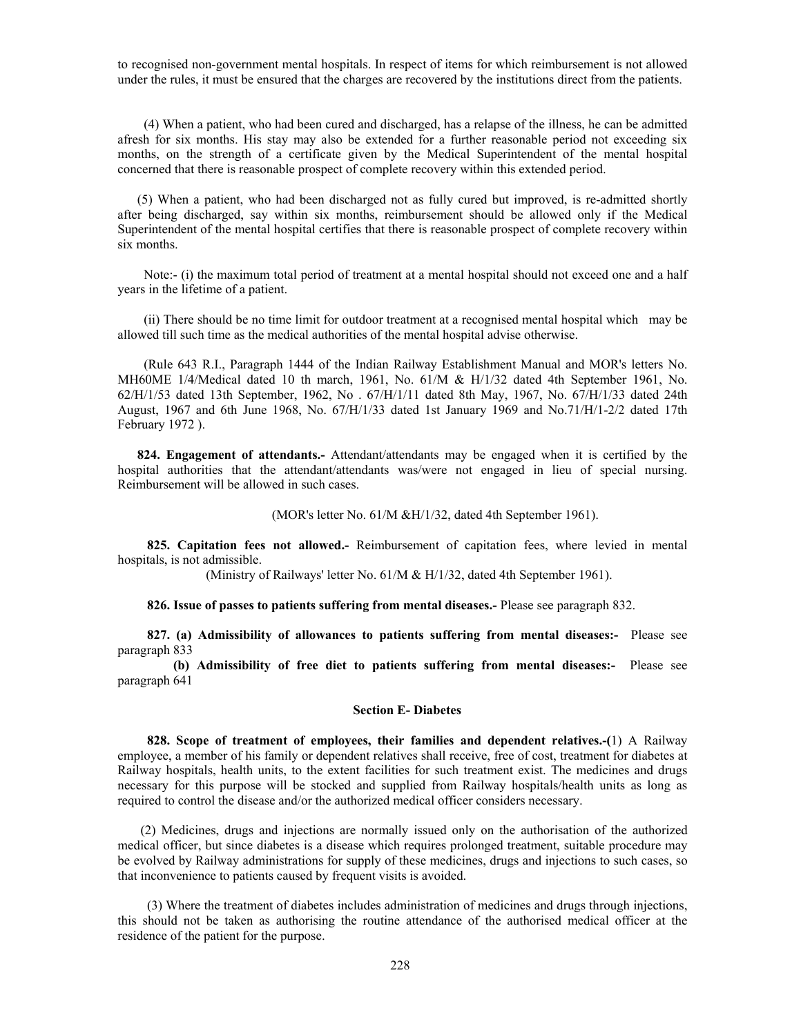to recognised non-government mental hospitals. In respect of items for which reimbursement is not allowed under the rules, it must be ensured that the charges are recovered by the institutions direct from the patients.

(4) When a patient, who had been cured and discharged, has a relapse of the illness, he can be admitted afresh for six months. His stay may also be extended for a further reasonable period not exceeding six months, on the strength of a certificate given by the Medical Superintendent of the mental hospital concerned that there is reasonable prospect of complete recovery within this extended period.

(5) When a patient, who had been discharged not as fully cured but improved, is re-admitted shortly after being discharged, say within six months, reimbursement should be allowed only if the Medical Superintendent of the mental hospital certifies that there is reasonable prospect of complete recovery within six months.

Note:- (i) the maximum total period of treatment at a mental hospital should not exceed one and a half years in the lifetime of a patient.

(ii) There should be no time limit for outdoor treatment at a recognised mental hospital which may be allowed till such time as the medical authorities of the mental hospital advise otherwise.

(Rule 643 R.I., Paragraph 1444 of the Indian Railway Establishment Manual and MOR's letters No. MH60ME 1/4/Medical dated 10 th march, 1961, No. 61/M & H/1/32 dated 4th September 1961, No. 62/H/1/53 dated 13th September, 1962, No . 67/H/1/11 dated 8th May, 1967, No. 67/H/1/33 dated 24th August, 1967 and 6th June 1968, No. 67/H/1/33 dated 1st January 1969 and No.71/H/1-2/2 dated 17th February 1972 ).

**824. Engagement of attendants.-** Attendant/attendants may be engaged when it is certified by the hospital authorities that the attendant/attendants was/were not engaged in lieu of special nursing. Reimbursement will be allowed in such cases.

(MOR's letter No. 61/M &H/1/32, dated 4th September 1961).

**825. Capitation fees not allowed.-** Reimbursement of capitation fees, where levied in mental hospitals, is not admissible.

(Ministry of Railways' letter No. 61/M & H/1/32, dated 4th September 1961).

**826. Issue of passes to patients suffering from mental diseases.-** Please see paragraph 832.

**827. (a) Admissibility of allowances to patients suffering from mental diseases:-** Please see paragraph 833

**(b) Admissibility of free diet to patients suffering from mental diseases:-** Please see paragraph 641

### Section E- Diabetes

**828. Scope of treatment of employees, their families and dependent relatives.-(**1) A Railway employee, a member of his family or dependent relatives shall receive, free of cost, treatment for diabetes at Railway hospitals, health units, to the extent facilities for such treatment exist. The medicines and drugs necessary for this purpose will be stocked and supplied from Railway hospitals/health units as long as required to control the disease and/or the authorized medical officer considers necessary.

(2) Medicines, drugs and injections are normally issued only on the authorisation of the authorized medical officer, but since diabetes is a disease which requires prolonged treatment, suitable procedure may be evolved by Railway administrations for supply of these medicines, drugs and injections to such cases, so that inconvenience to patients caused by frequent visits is avoided.

(3) Where the treatment of diabetes includes administration of medicines and drugs through injections, this should not be taken as authorising the routine attendance of the authorised medical officer at the residence of the patient for the purpose.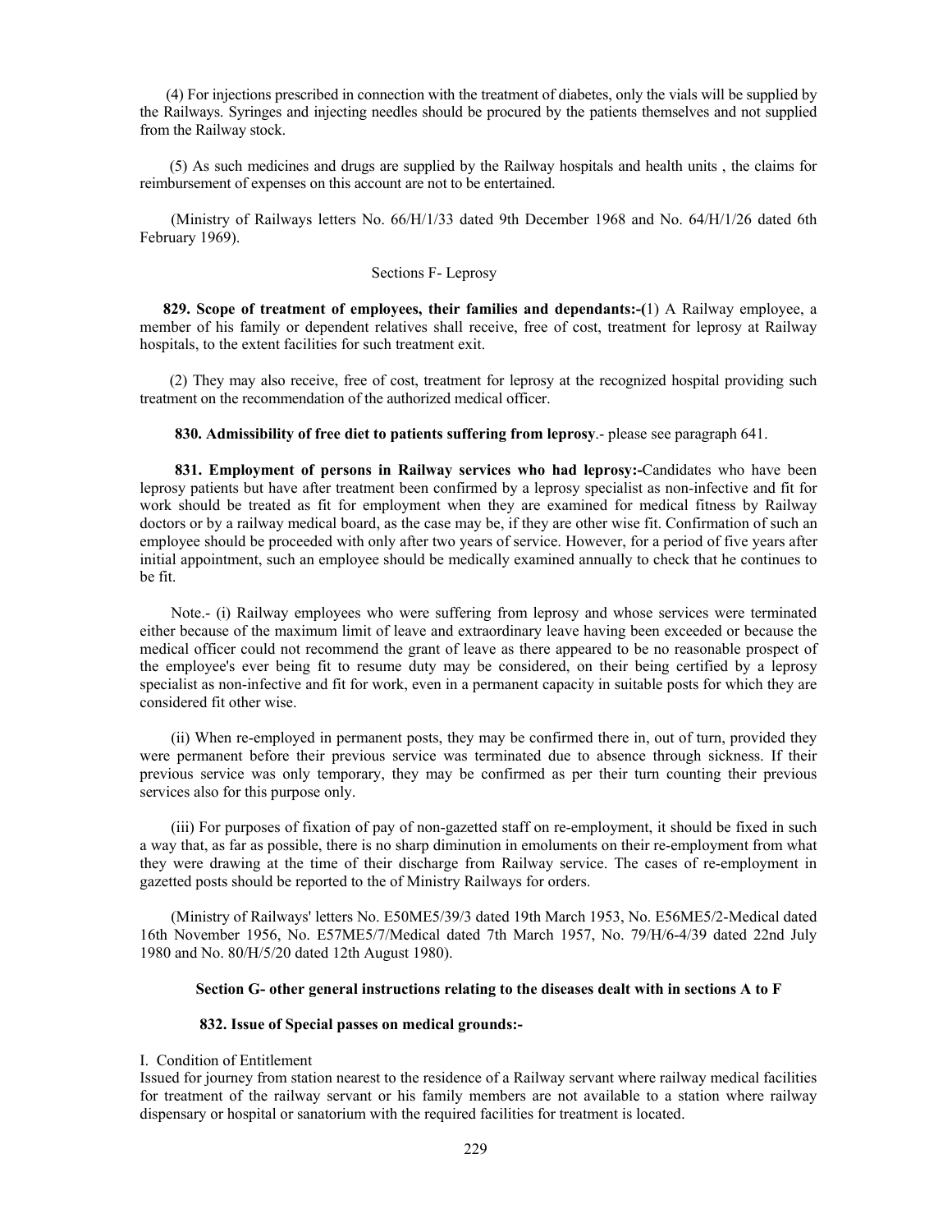(4) For injections prescribed in connection with the treatment of diabetes, only the vials will be supplied by the Railways. Syringes and injecting needles should be procured by the patients themselves and not supplied from the Railway stock.

(5) As such medicines and drugs are supplied by the Railway hospitals and health units , the claims for reimbursement of expenses on this account are not to be entertained.

(Ministry of Railways letters No. 66/H/1/33 dated 9th December 1968 and No. 64/H/1/26 dated 6th February 1969).

Sections F- Leprosy

**829. Scope of treatment of employees, their families and dependants:-(**1) A Railway employee, a member of his family or dependent relatives shall receive, free of cost, treatment for leprosy at Railway hospitals, to the extent facilities for such treatment exit.

(2) They may also receive, free of cost, treatment for leprosy at the recognized hospital providing such treatment on the recommendation of the authorized medical officer.

**830. Admissibility of free diet to patients suffering from leprosy**.- please see paragraph 641.

**831. Employment of persons in Railway services who had leprosy:-**Candidates who have been leprosy patients but have after treatment been confirmed by a leprosy specialist as non-infective and fit for work should be treated as fit for employment when they are examined for medical fitness by Railway doctors or by a railway medical board, as the case may be, if they are other wise fit. Confirmation of such an employee should be proceeded with only after two years of service. However, for a period of five years after initial appointment, such an employee should be medically examined annually to check that he continues to be fit.

Note.- (i) Railway employees who were suffering from leprosy and whose services were terminated either because of the maximum limit of leave and extraordinary leave having been exceeded or because the medical officer could not recommend the grant of leave as there appeared to be no reasonable prospect of the employee's ever being fit to resume duty may be considered, on their being certified by a leprosy specialist as non-infective and fit for work, even in a permanent capacity in suitable posts for which they are considered fit other wise.

(ii) When re-employed in permanent posts, they may be confirmed there in, out of turn, provided they were permanent before their previous service was terminated due to absence through sickness. If their previous service was only temporary, they may be confirmed as per their turn counting their previous services also for this purpose only.

(iii) For purposes of fixation of pay of non-gazetted staff on re-employment, it should be fixed in such a way that, as far as possible, there is no sharp diminution in emoluments on their re-employment from what they were drawing at the time of their discharge from Railway service. The cases of re-employment in gazetted posts should be reported to the of Ministry Railways for orders.

(Ministry of Railways' letters No. E50ME5/39/3 dated 19th March 1953, No. E56ME5/2-Medical dated 16th November 1956, No. E57ME5/7/Medical dated 7th March 1957, No. 79/H/6-4/39 dated 22nd July 1980 and No. 80/H/5/20 dated 12th August 1980).

**Section G- other general instructions relating to the diseases dealt with in sections A to F**

**832. Issue of Special passes on medical grounds:-**

I. Condition of Entitlement

Issued for journey from station nearest to the residence of a Railway servant where railway medical facilities for treatment of the railway servant or his family members are not available to a station where railway dispensary or hospital or sanatorium with the required facilities for treatment is located.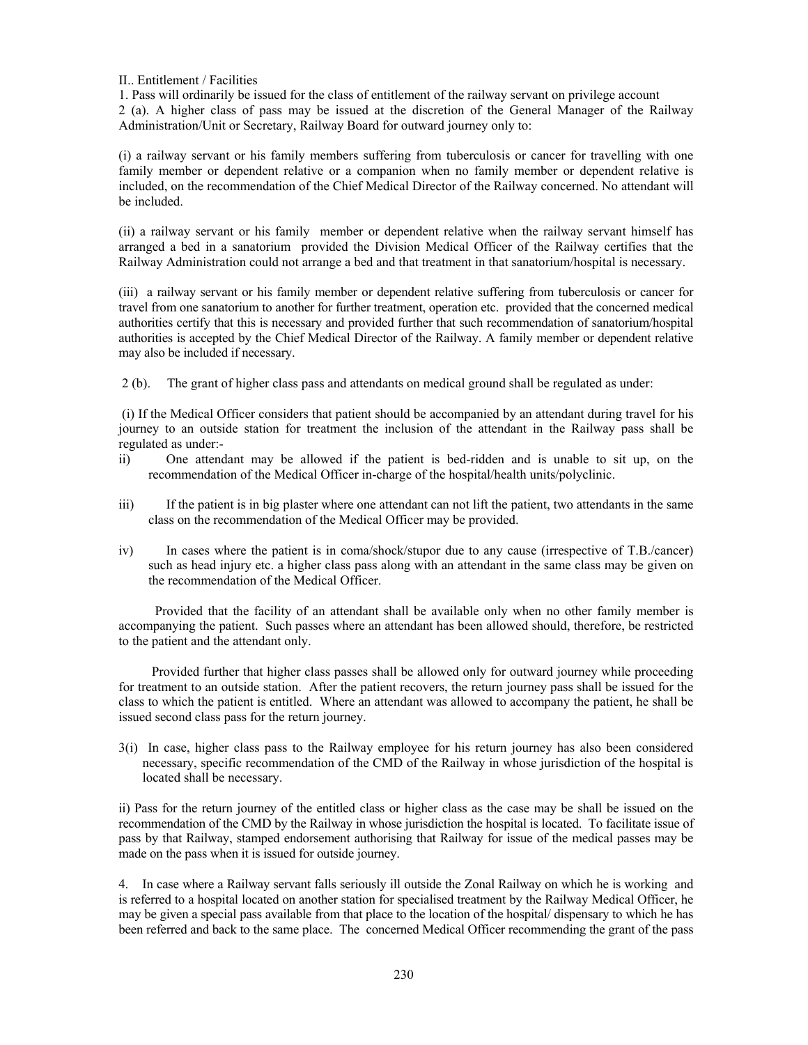II.. Entitlement / Facilities

1. Pass will ordinarily be issued for the class of entitlement of the railway servant on privilege account

2 (a). A higher class of pass may be issued at the discretion of the General Manager of the Railway Administration/Unit or Secretary, Railway Board for outward journey only to:

(i) a railway servant or his family members suffering from tuberculosis or cancer for travelling with one family member or dependent relative or a companion when no family member or dependent relative is included, on the recommendation of the Chief Medical Director of the Railway concerned. No attendant will be included.

(ii) a railway servant or his family member or dependent relative when the railway servant himself has arranged a bed in a sanatorium provided the Division Medical Officer of the Railway certifies that the Railway Administration could not arrange a bed and that treatment in that sanatorium/hospital is necessary.

(iii) a railway servant or his family member or dependent relative suffering from tuberculosis or cancer for travel from one sanatorium to another for further treatment, operation etc. provided that the concerned medical authorities certify that this is necessary and provided further that such recommendation of sanatorium/hospital authorities is accepted by the Chief Medical Director of the Railway. A family member or dependent relative may also be included if necessary.

2 (b). The grant of higher class pass and attendants on medical ground shall be regulated as under:

(i) If the Medical Officer considers that patient should be accompanied by an attendant during travel for his journey to an outside station for treatment the inclusion of the attendant in the Railway pass shall be regulated as under:-

ii) One attendant may be allowed if the patient is bed-ridden and is unable to sit up, on the recommendation of the Medical Officer in-charge of the hospital/health units/polyclinic.

iii) If the patient is in big plaster where one attendant can not lift the patient, two attendants in the same class on the recommendation of the Medical Officer may be provided.

iv) In cases where the patient is in coma/shock/stupor due to any cause (irrespective of T.B./cancer) such as head injury etc. a higher class pass along with an attendant in the same class may be given on the recommendation of the Medical Officer.

Provided that the facility of an attendant shall be available only when no other family member is accompanying the patient. Such passes where an attendant has been allowed should, therefore, be restricted to the patient and the attendant only.

Provided further that higher class passes shall be allowed only for outward journey while proceeding for treatment to an outside station. After the patient recovers, the return journey pass shall be issued for the class to which the patient is entitled. Where an attendant was allowed to accompany the patient, he shall be issued second class pass for the return journey.

3(i) In case, higher class pass to the Railway employee for his return journey has also been considered necessary, specific recommendation of the CMD of the Railway in whose jurisdiction of the hospital is located shall be necessary.

ii) Pass for the return journey of the entitled class or higher class as the case may be shall be issued on the recommendation of the CMD by the Railway in whose jurisdiction the hospital is located. To facilitate issue of pass by that Railway, stamped endorsement authorising that Railway for issue of the medical passes may be made on the pass when it is issued for outside journey.

4. In case where a Railway servant falls seriously ill outside the Zonal Railway on which he is working and is referred to a hospital located on another station for specialised treatment by the Railway Medical Officer, he may be given a special pass available from that place to the location of the hospital/ dispensary to which he has been referred and back to the same place. The concerned Medical Officer recommending the grant of the pass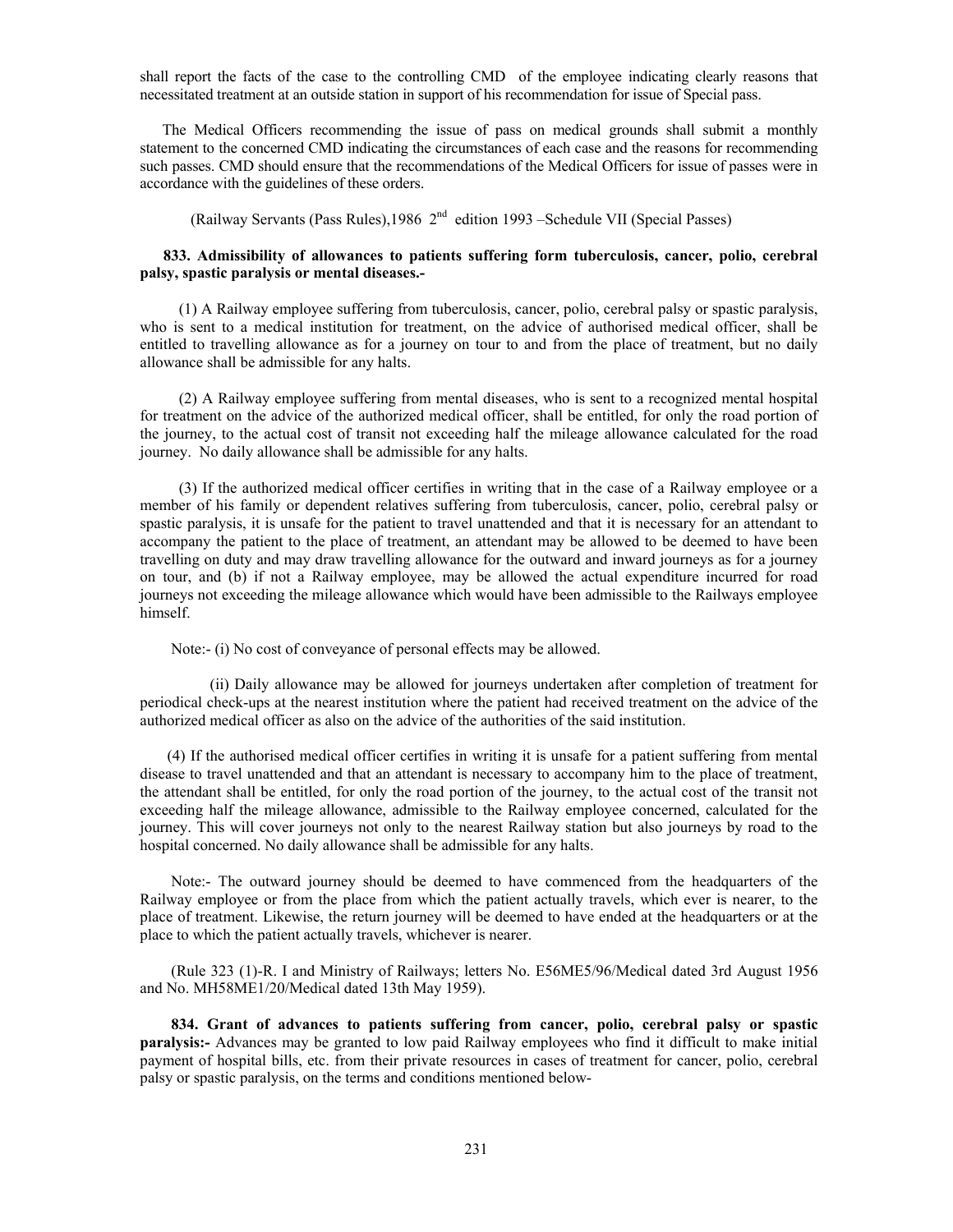shall report the facts of the case to the controlling CMD of the employee indicating clearly reasons that necessitated treatment at an outside station in support of his recommendation for issue of Special pass.

The Medical Officers recommending the issue of pass on medical grounds shall submit a monthly statement to the concerned CMD indicating the circumstances of each case and the reasons for recommending such passes. CMD should ensure that the recommendations of the Medical Officers for issue of passes were in accordance with the guidelines of these orders.

(Railway Servants (Pass Rules),1986 2nd edition 1993 –Schedule VII (Special Passes)

**833. Admissibility of allowances to patients suffering form tuberculosis, cancer, polio, cerebral palsy, spastic paralysis or mental diseases.-**

(1) A Railway employee suffering from tuberculosis, cancer, polio, cerebral palsy or spastic paralysis, who is sent to a medical institution for treatment, on the advice of authorised medical officer, shall be entitled to travelling allowance as for a journey on tour to and from the place of treatment, but no daily allowance shall be admissible for any halts.

(2) A Railway employee suffering from mental diseases, who is sent to a recognized mental hospital for treatment on the advice of the authorized medical officer, shall be entitled, for only the road portion of the journey, to the actual cost of transit not exceeding half the mileage allowance calculated for the road journey. No daily allowance shall be admissible for any halts.

(3) If the authorized medical officer certifies in writing that in the case of a Railway employee or a member of his family or dependent relatives suffering from tuberculosis, cancer, polio, cerebral palsy or spastic paralysis, it is unsafe for the patient to travel unattended and that it is necessary for an attendant to accompany the patient to the place of treatment, an attendant may be allowed to be deemed to have been travelling on duty and may draw travelling allowance for the outward and inward journeys as for a journey on tour, and (b) if not a Railway employee, may be allowed the actual expenditure incurred for road journeys not exceeding the mileage allowance which would have been admissible to the Railways employee himself.

Note:- (i) No cost of conveyance of personal effects may be allowed.

(ii) Daily allowance may be allowed for journeys undertaken after completion of treatment for periodical check-ups at the nearest institution where the patient had received treatment on the advice of the authorized medical officer as also on the advice of the authorities of the said institution.

(4) If the authorised medical officer certifies in writing it is unsafe for a patient suffering from mental disease to travel unattended and that an attendant is necessary to accompany him to the place of treatment, the attendant shall be entitled, for only the road portion of the journey, to the actual cost of the transit not exceeding half the mileage allowance, admissible to the Railway employee concerned, calculated for the journey. This will cover journeys not only to the nearest Railway station but also journeys by road to the hospital concerned. No daily allowance shall be admissible for any halts.

Note:- The outward journey should be deemed to have commenced from the headquarters of the Railway employee or from the place from which the patient actually travels, which ever is nearer, to the place of treatment. Likewise, the return journey will be deemed to have ended at the headquarters or at the place to which the patient actually travels, whichever is nearer.

(Rule 323 (1)-R. I and Ministry of Railways; letters No. E56ME5/96/Medical dated 3rd August 1956 and No. MH58ME1/20/Medical dated 13th May 1959).

**834. Grant of advances to patients suffering from cancer, polio, cerebral palsy or spastic paralysis:-** Advances may be granted to low paid Railway employees who find it difficult to make initial payment of hospital bills, etc. from their private resources in cases of treatment for cancer, polio, cerebral palsy or spastic paralysis, on the terms and conditions mentioned below-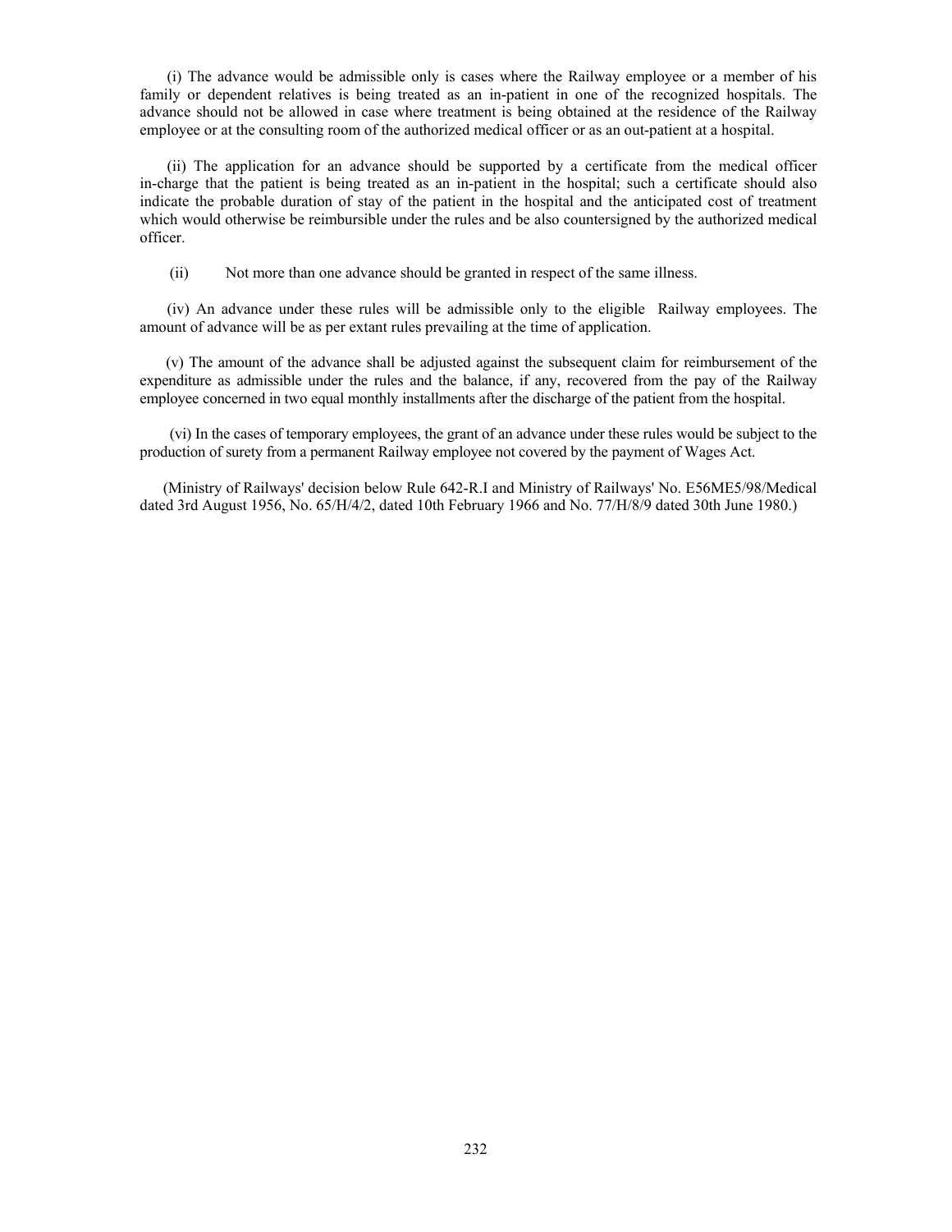(i) The advance would be admissible only is cases where the Railway employee or a member of his family or dependent relatives is being treated as an in-patient in one of the recognized hospitals. The advance should not be allowed in case where treatment is being obtained at the residence of the Railway employee or at the consulting room of the authorized medical officer or as an out-patient at a hospital.

(ii) The application for an advance should be supported by a certificate from the medical officer in-charge that the patient is being treated as an in-patient in the hospital; such a certificate should also indicate the probable duration of stay of the patient in the hospital and the anticipated cost of treatment which would otherwise be reimbursible under the rules and be also countersigned by the authorized medical officer.

(ii) Not more than one advance should be granted in respect of the same illness.

(iv) An advance under these rules will be admissible only to the eligible Railway employees. The amount of advance will be as per extant rules prevailing at the time of application.

(v) The amount of the advance shall be adjusted against the subsequent claim for reimbursement of the expenditure as admissible under the rules and the balance, if any, recovered from the pay of the Railway employee concerned in two equal monthly installments after the discharge of the patient from the hospital.

(vi) In the cases of temporary employees, the grant of an advance under these rules would be subject to the production of surety from a permanent Railway employee not covered by the payment of Wages Act.

(Ministry of Railways' decision below Rule 642-R.I and Ministry of Railways' No. E56ME5/98/Medical dated 3rd August 1956, No. 65/H/4/2, dated 10th February 1966 and No. 77/H/8/9 dated 30th June 1980.)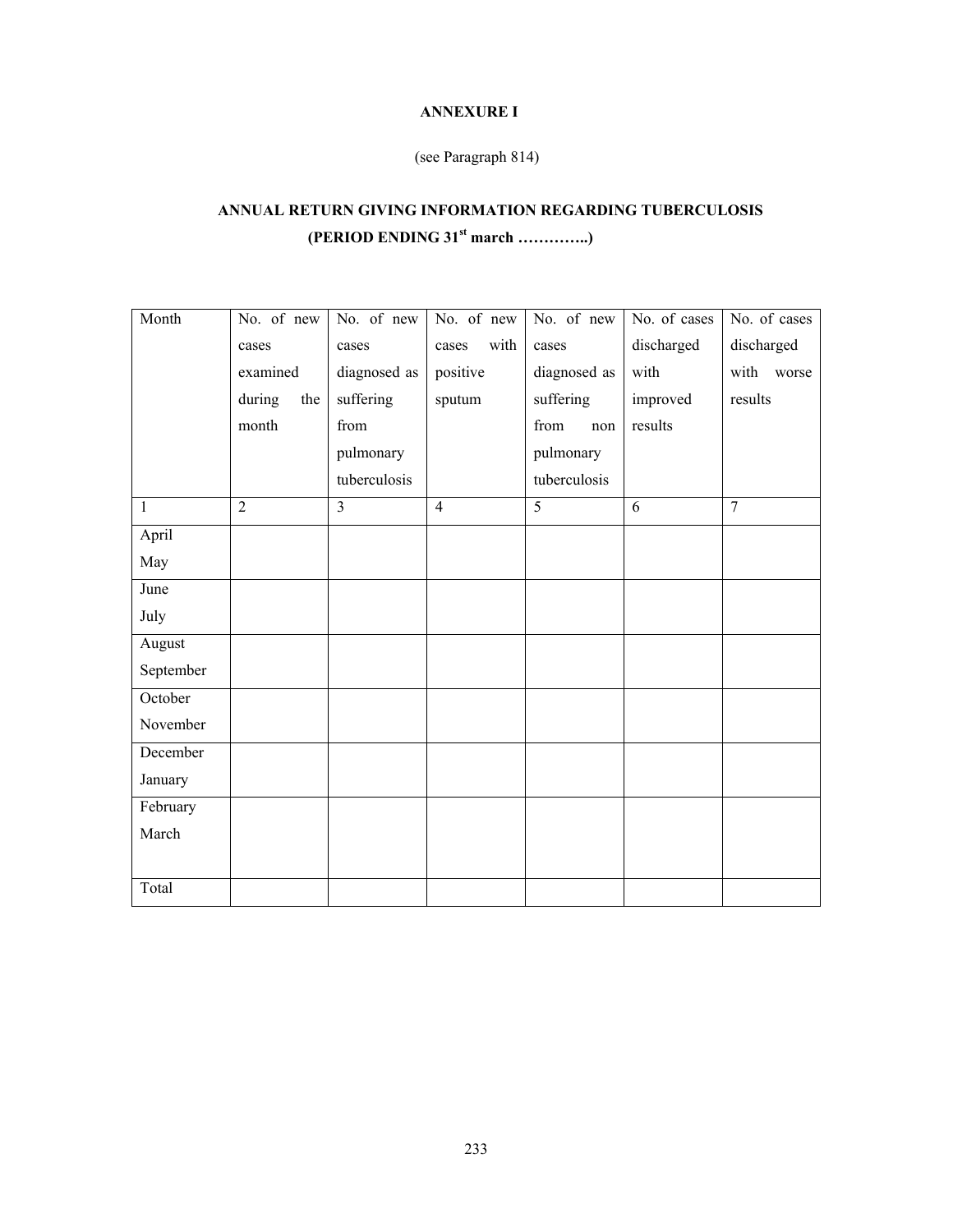**ANNEXURE I**

(see Paragraph 814)

**ANNUAL RETURN GIVING INFORMATION REGARDING TUBERCULOSIS (PERIOD ENDING 31st march …………..)**

| Month | No. of new cases examined during the month | No. of new cases diagnosed as suffering from pulmonary tuberculosis | No. of new cases with positive sputum | No. of new cases diagnosed as suffering from non pulmonary tuberculosis | No. of cases discharged with improved results | No. of cases discharged with worse results |
|---|---|---|---|---|---|---|
| 1 | 2 | 3 | 4 | 5 | 6 | 7 |
| April May | | | | | | |
| June July | | | | | | |
| August September | | | | | | |
| October November | | | | | | |
| December January | | | | | | |
| February March | | | | | | |
| Total | | | | | | |